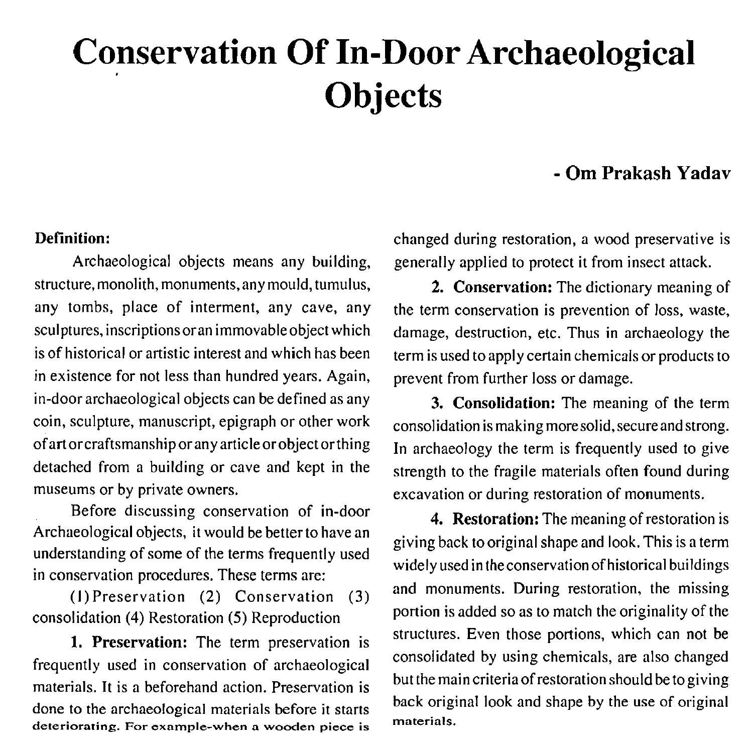# Conservation Of In-Door Archaeological Objects

**- Om Prakash Yadav**

**Definition:**

Archaeological objects means any building, structure, monolith, monuments, any mould, tumulus, any tombs, place of interment, any cave, any sculptures, inscriptions or an immovable object which is of historical or artistic interest and which has been in existence for not less than hundred years. Again, in-door archaeological objects can be defined as any coin, sculpture, manuscript, epigraph or other work of art or craftsmanship or any article or object or thing detached from a building or cave and kept in the museums or by private owners.

Before discussing conservation of in-door Archaeological objects, it would be better to have an understanding of some of the terms frequently used in conservation procedures. These terms are:

(1) Preservation (2) Conservation (3) consolidation (4) Restoration (5) Reproduction

**1. Preservation:** The term preservation is frequently used in conservation of archaeological materials. It is a beforehand action. Preservation is done to the archaeological materials before it starts deteriorating. For example-when a wooden piece is changed during restoration, a wood preservative is generally applied to protect it from insect attack.

**2. Conservation:** The dictionary meaning of the term conservation is prevention of loss, waste, damage, destruction, etc. Thus in archaeology the term is used to apply certain chemicals or products to prevent from further loss or damage.

**3. Consolidation:** The meaning of the term consolidation is making more solid, secure and strong. In archaeology the term is frequently used to give strength to the fragile materials often found during excavation or during restoration of monuments.

**4. Restoration:** The meaning of restoration is giving back to original shape and look. This is a term widely used in the conservation of historical buildings and monuments. During restoration, the missing portion is added so as to match the originality of the structures. Even those portions, which can not be consolidated by using chemicals, are also changed but the main criteria of restoration should be to giving back original look and shape by the use of original materials.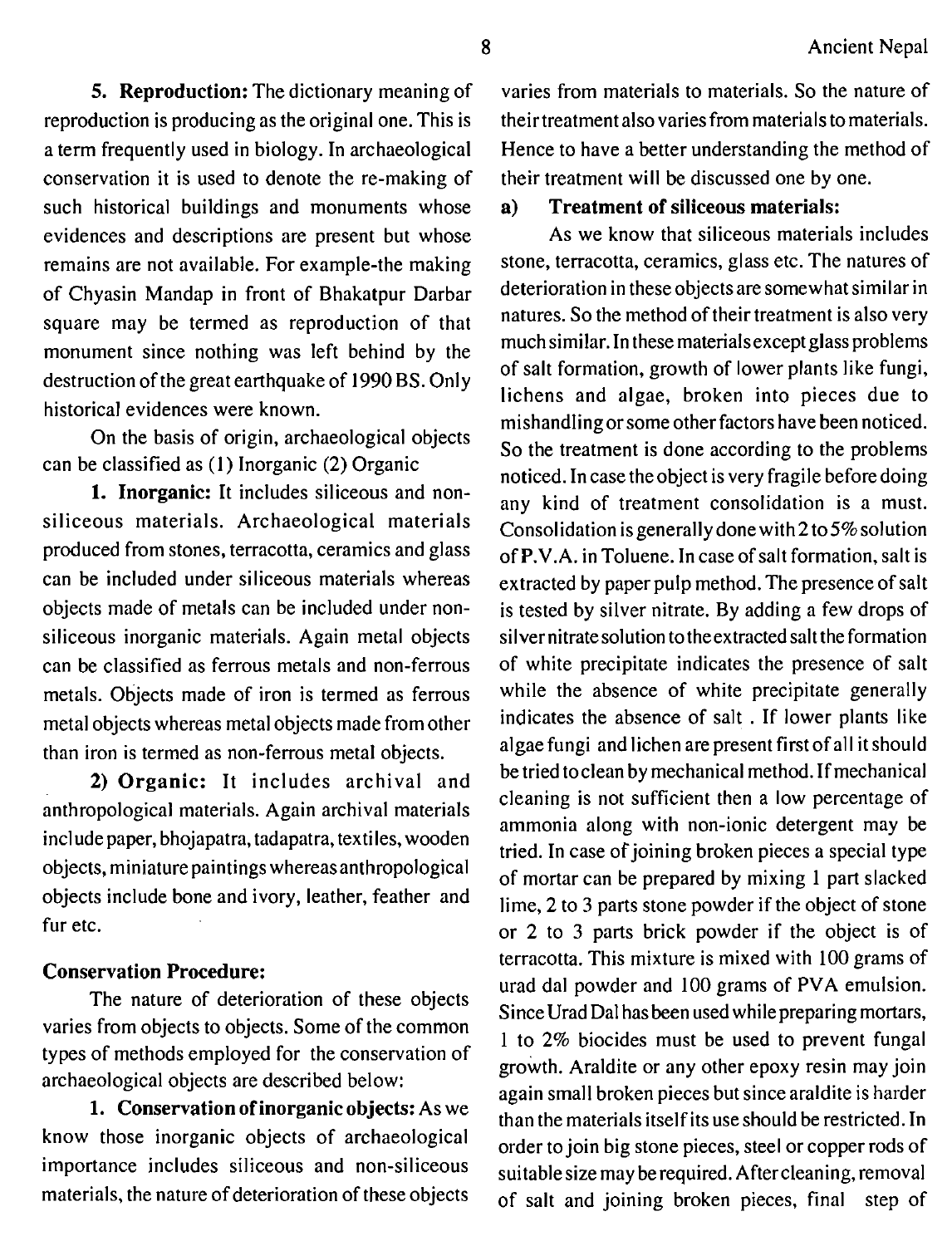**5. Reproduction:** The dictionary meaning of reproduction is producing as the original one. This is a term frequently used in biology. In archaeological conservation it is used to denote the re-making of such historical buildings and monuments whose evidences and descriptions are present but whose remains are not available. For example-the making of Chyasin Mandap in front of Bhakatpur Darbar square may be termed as reproduction of that monument since nothing was left behind by the destruction of the great earthquake of 1990 BS. Only historical evidences were known.

On the basis of origin, archaeological objects can be classified as (1) Inorganic (2) Organic

**1. Inorganic:** It includes siliceous and non-siliceous materials. Archaeological materials produced from stones, terracotta, ceramics and glass can be included under siliceous materials whereas objects made of metals can be included under non-siliceous inorganic materials. Again metal objects can be classified as ferrous metals and non-ferrous metals. Objects made of iron is termed as ferrous metal objects whereas metal objects made from other than iron is termed as non-ferrous metal objects.

**2) Organic:** It includes archival and anthropological materials. Again archival materials include paper, bhojapatra, tadapatra, textiles, wooden objects, miniature paintings whereas anthropological objects include bone and ivory, leather, feather and fur etc.

**Conservation Procedure:**

The nature of deterioration of these objects varies from objects to objects. Some of the common types of methods employed for the conservation of archaeological objects are described below:

**1. Conservation of inorganic objects:** As we know those inorganic objects of archaeological importance includes siliceous and non-siliceous materials, the nature of deterioration of these objects varies from materials to materials. So the nature of their treatment also varies from materials to materials. Hence to have a better understanding the method of their treatment will be discussed one by one.

**a) Treatment of siliceous materials:**

As we know that siliceous materials includes stone, terracotta, ceramics, glass etc. The natures of deterioration in these objects are somewhat similar in natures. So the method of their treatment is also very much similar. In these materials except glass problems of salt formation, growth of lower plants like fungi, lichens and algae, broken into pieces due to mishandling or some other factors have been noticed. So the treatment is done according to the problems noticed. In case the object is very fragile before doing any kind of treatment consolidation is a must. Consolidation is generally done with 2 to 5% solution of P.V.A. in Toluene. In case of salt formation, salt is extracted by paper pulp method. The presence of salt is tested by silver nitrate. By adding a few drops of silver nitrate solution to the extracted salt the formation of white precipitate indicates the presence of salt while the absence of white precipitate generally indicates the absence of salt . If lower plants like algae fungi and lichen are present first of all it should be tried to clean by mechanical method. If mechanical cleaning is not sufficient then a low percentage of ammonia along with non-ionic detergent may be tried. In case of joining broken pieces a special type of mortar can be prepared by mixing 1 part slacked lime, 2 to 3 parts stone powder if the object of stone or 2 to 3 parts brick powder if the object is of terracotta. This mixture is mixed with 100 grams of urad dal powder and 100 grams of PVA emulsion. Since Urad Dal has been used while preparing mortars, 1 to 2% biocides must be used to prevent fungal growth. Araldite or any other epoxy resin may join again small broken pieces but since araldite is harder than the materials itself its use should be restricted. In order to join big stone pieces, steel or copper rods of suitable size may be required. After cleaning, removal of salt and joining broken pieces, final step of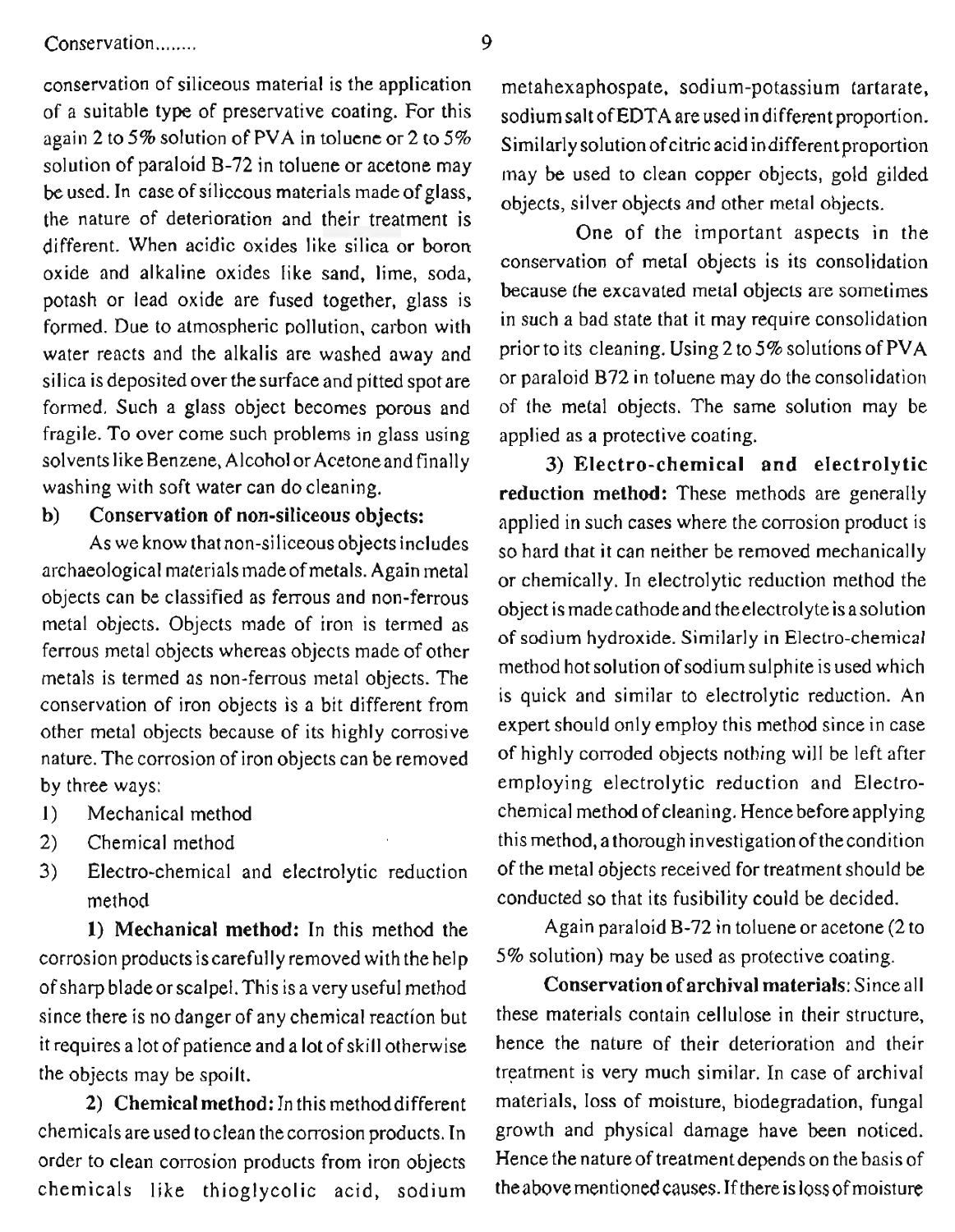conservation of siliceous material is the application of a suitable type of preservative coating. For this again 2 to 5% solution of PVA in toluene or 2 to 5% solution of paraloid B-72 in toluene or acetone may be used. In case of siliceous materials made of glass, the nature of deterioration and their treatment is different. When acidic oxides like silica or boron oxide and alkaline oxides like sand, lime, soda, potash or lead oxide are fused together, glass is formed. Due to atmospheric pollution, carbon with water reacts and the alkalis are washed away and silica is deposited over the surface and pitted spot are formed. Such a glass object becomes porous and fragile. To over come such problems in glass using solvents like Benzene, Alcohol or Acetone and finally washing with soft water can do cleaning.

**b) Conservation of non-siliceous objects:**

As we know that non-siliceous objects includes archaeological materials made of metals. Again metal objects can be classified as ferrous and non-ferrous metal objects. Objects made of iron is termed as ferrous metal objects whereas objects made of other metals is termed as non-ferrous metal objects. The conservation of iron objects is a bit different from other metal objects because of its highly corrosive nature. The corrosion of iron objects can be removed by three ways:

1) Mechanical method
2) Chemical method
3) Electro-chemical and electrolytic reduction method

**1) Mechanical method:** In this method the corrosion products is carefully removed with the help of sharp blade or scalpel. This is a very useful method since there is no danger of any chemical reaction but it requires a lot of patience and a lot of skill otherwise the objects may be spoilt.

**2) Chemical method:** In this method different chemicals are used to clean the corrosion products. In order to clean corrosion products from iron objects chemicals like thioglycolic acid, sodium metahexaphospate, sodium-potassium tartarate, sodium salt of EDTA are used in different proportion. Similarly solution of citric acid in different proportion may be used to clean copper objects, gold gilded objects, silver objects and other metal objects.

One of the important aspects in the conservation of metal objects is its consolidation because the excavated metal objects are sometimes in such a bad state that it may require consolidation prior to its cleaning. Using 2 to 5% solutions of PVA or paraloid B72 in toluene may do the consolidation of the metal objects. The same solution may be applied as a protective coating.

**3) Electro-chemical and electrolytic reduction method:** These methods are generally applied in such cases where the corrosion product is so hard that it can neither be removed mechanically or chemically. In electrolytic reduction method the object is made cathode and the electrolyte is a solution of sodium hydroxide. Similarly in Electro-chemical method hot solution of sodium sulphite is used which is quick and similar to electrolytic reduction. An expert should only employ this method since in case of highly corroded objects nothing will be left after employing electrolytic reduction and Electro-chemical method of cleaning. Hence before applying this method, a thorough investigation of the condition of the metal objects received for treatment should be conducted so that its fusibility could be decided.

Again paraloid B-72 in toluene or acetone (2 to 5% solution) may be used as protective coating.

**Conservation of archival materials**: Since all these materials contain cellulose in their structure, hence the nature of their deterioration and their treatment is very much similar. In case of archival materials, loss of moisture, biodegradation, fungal growth and physical damage have been noticed. Hence the nature of treatment depends on the basis of the above mentioned causes. If there is loss of moisture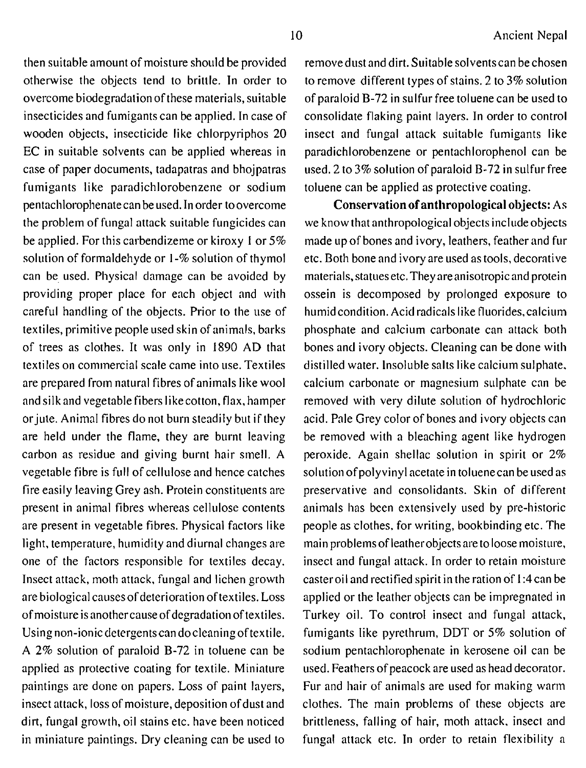then suitable amount of moisture should be provided otherwise the objects tend to brittle. In order to overcome biodegradation of these materials, suitable insecticides and fumigants can be applied. In case of wooden objects, insecticide like chlorpyriphos 20 EC in suitable solvents can be applied whereas in case of paper documents, tadapatras and bhojpatras fumigants like paradichlorobenzene or sodium pentachlorophenate can be used. In order to overcome the problem of fungal attack suitable fungicides can be applied. For this carbendizeme or kiroxy 1 or 5% solution of formaldehyde or 1-% solution of thymol can be used. Physical damage can be avoided by providing proper place for each object and with careful handling of the objects. Prior to the use of textiles, primitive people used skin of animals, barks of trees as clothes. It was only in 1890 AD that textiles on commercial scale came into use. Textiles are prepared from natural fibres of animals like wool and silk and vegetable fibers like cotton, flax, hamper or jute. Animal fibres do not burn steadily but if they are held under the flame, they are burnt leaving carbon as residue and giving burnt hair smell. A vegetable fibre is full of cellulose and hence catches fire easily leaving Grey ash. Protein constituents are present in animal fibres whereas cellulose contents are present in vegetable fibres. Physical factors like light, temperature, humidity and diurnal changes are one of the factors responsible for textiles decay. Insect attack, moth attack, fungal and lichen growth are biological causes of deterioration of textiles. Loss of moisture is another cause of degradation of textiles. Using non-ionic detergents can do cleaning of textile. A 2% solution of paraloid B-72 in toluene can be applied as protective coating for textile. Miniature paintings are done on papers. Loss of paint layers, insect attack, loss of moisture, deposition of dust and dirt, fungal growth, oil stains etc. have been noticed in miniature paintings. Dry cleaning can be used to remove dust and dirt. Suitable solvents can be chosen to remove different types of stains. 2 to 3% solution of paraloid B-72 in sulfur free toluene can be used to consolidate flaking paint layers. In order to control insect and fungal attack suitable fumigants like paradichlorobenzene or pentachlorophenol can be used. 2 to 3% solution of paraloid B-72 in sulfur free toluene can be applied as protective coating.

**Conservation of anthropological objects:** As we know that anthropological objects include objects made up of bones and ivory, leathers, feather and fur etc. Both bone and ivory are used as tools, decorative materials, statues etc. They are anisotropic and protein ossein is decomposed by prolonged exposure to humid condition. Acid radicals like fluorides, calcium phosphate and calcium carbonate can attack both bones and ivory objects. Cleaning can be done with distilled water. Insoluble salts like calcium sulphate, calcium carbonate or magnesium sulphate can be removed with very dilute solution of hydrochloric acid. Pale Grey color of bones and ivory objects can be removed with a bleaching agent like hydrogen peroxide. Again shellac solution in spirit or 2% solution of polyvinyl acetate in toluene can be used as preservative and consolidants. Skin of different animals has been extensively used by pre-historic people as clothes, for writing, bookbinding etc. The main problems of leather objects are to loose moisture, insect and fungal attack. In order to retain moisture caster oil and rectified spirit in the ration of 1:4 can be applied or the leather objects can be impregnated in Turkey oil. To control insect and fungal attack, fumigants like pyrethrum, DDT or 5% solution of sodium pentachlorophenate in kerosene oil can be used. Feathers of peacock are used as head decorator. Fur and hair of animals are used for making warm clothes. The main problems of these objects are brittleness, falling of hair, moth attack, insect and fungal attack etc. In order to retain flexibility a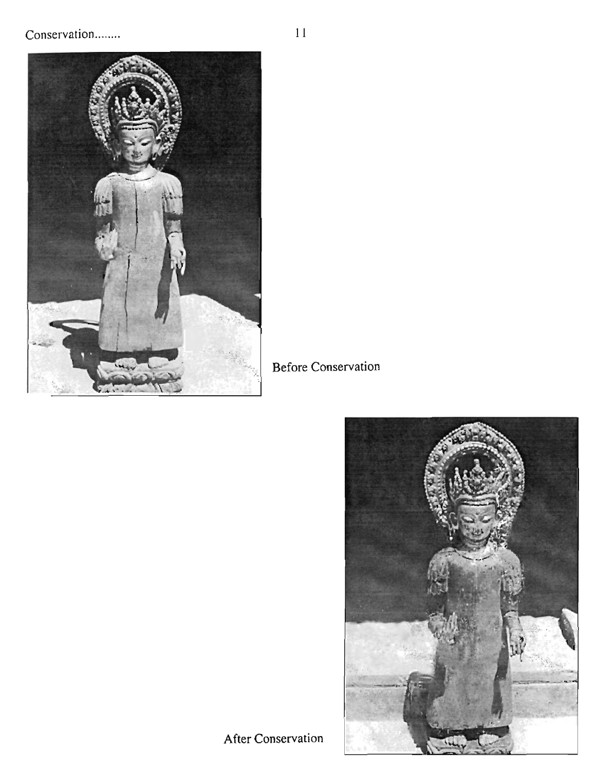Before Conservation

After Conservation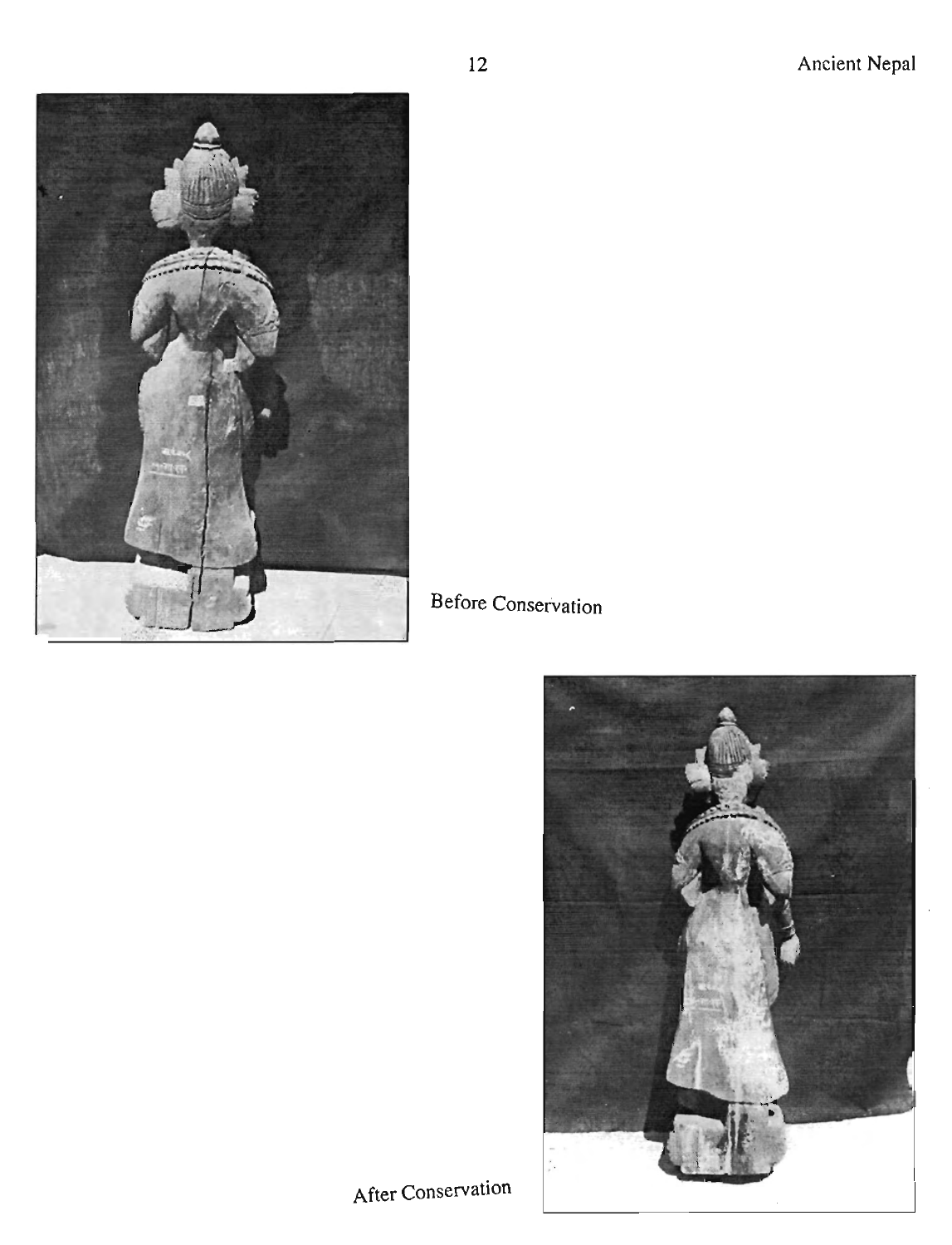Before Conservation

After Conservation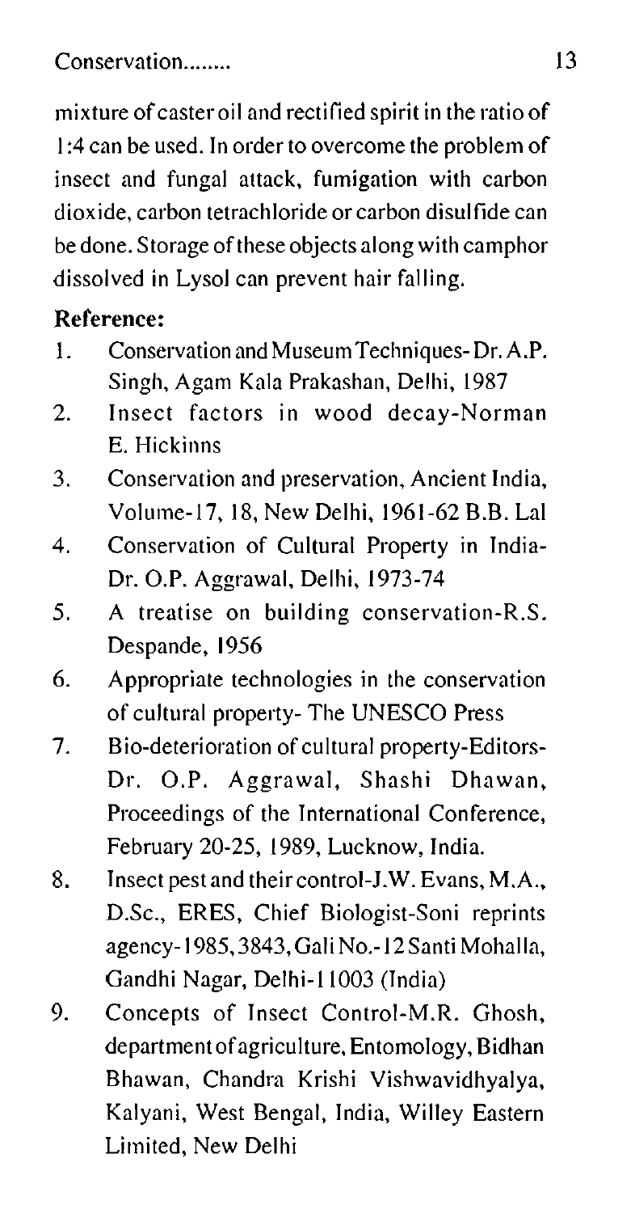mixture of caster oil and rectified spirit in the ratio of 1:4 can be used. In order to overcome the problem of insect and fungal attack, fumigation with carbon dioxide, carbon tetrachloride or carbon disulfide can be done. Storage of these objects along with camphor dissolved in Lysol can prevent hair falling.

**Reference:**

1. Conservation and Museum Techniques- Dr. A.P. Singh, Agam Kala Prakashan, Delhi, 1987
2. Insect factors in wood decay-Norman E. Hickinns
3. Conservation and preservation, Ancient India, Volume-17, 18, New Delhi, 1961-62 B.B. Lal
4. Conservation of Cultural Property in India- Dr. O.P. Aggrawal, Delhi, 1973-74
5. A treatise on building conservation-R.S. Despande, 1956
6. Appropriate technologies in the conservation of cultural property- The UNESCO Press
7. Bio-deterioration of cultural property-Editors- Dr. O.P. Aggrawal, Shashi Dhawan, Proceedings of the International Conference, February 20-25, 1989, Lucknow, India.
8. Insect pest and their control-J.W. Evans, M.A., D.Sc., ERES, Chief Biologist-Soni reprints agency-1985, 3843, Gali No.-12 Santi Mohalla, Gandhi Nagar, Delhi-11003 (India)
9. Concepts of Insect Control-M.R. Ghosh, department of agriculture, Entomology, Bidhan Bhawan, Chandra Krishi Vishwavidhyalya, Kalyani, West Bengal, India, Willey Eastern Limited, New Delhi